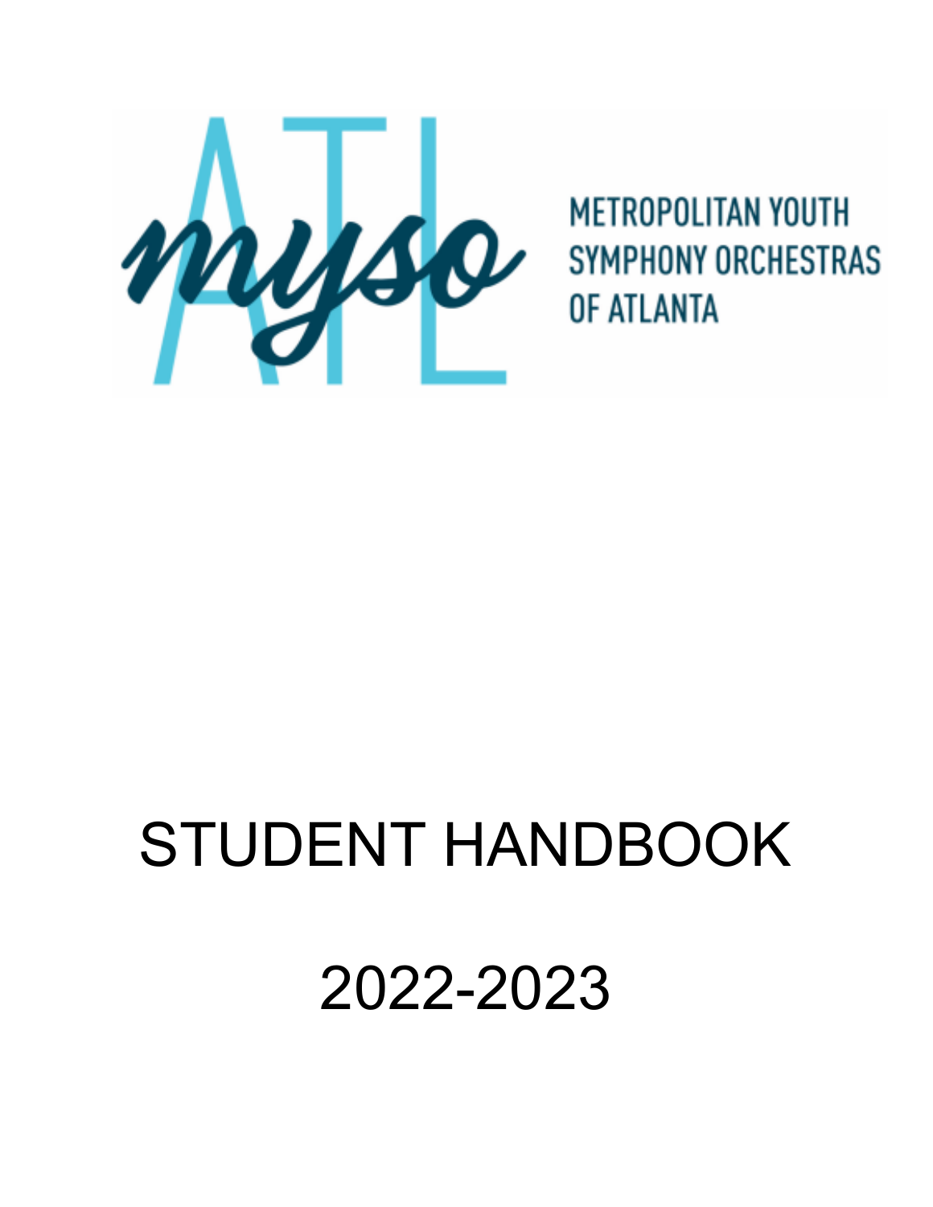METROPOLITAN YOUTH SYMPHONY ORCHESTRAS OF ATLANTA

# STUDENT HANDBOOK

# 2022-2023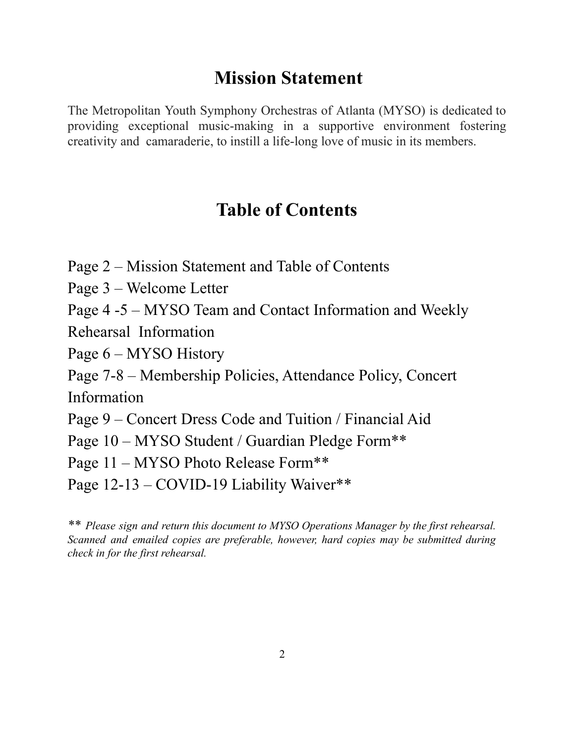# Mission Statement

The Metropolitan Youth Symphony Orchestras of Atlanta (MYSO) is dedicated to providing exceptional music-making in a supportive environment fostering creativity and camaraderie, to instill a life-long love of music in its members.

# Table of Contents

Page 2 – Mission Statement and Table of Contents

Page 3 – Welcome Letter

Page 4 -5 – MYSO Team and Contact Information and Weekly Rehearsal Information

Page 6 – MYSO History

Page 7-8 – Membership Policies, Attendance Policy, Concert Information

Page 9 – Concert Dress Code and Tuition / Financial Aid

Page 10 – MYSO Student / Guardian Pledge Form**

Page 11 – MYSO Photo Release Form**

Page 12-13 – COVID-19 Liability Waiver**

** *Please sign and return this document to MYSO Operations Manager by the first rehearsal. Scanned and emailed copies are preferable, however, hard copies may be submitted during check in for the first rehearsal.*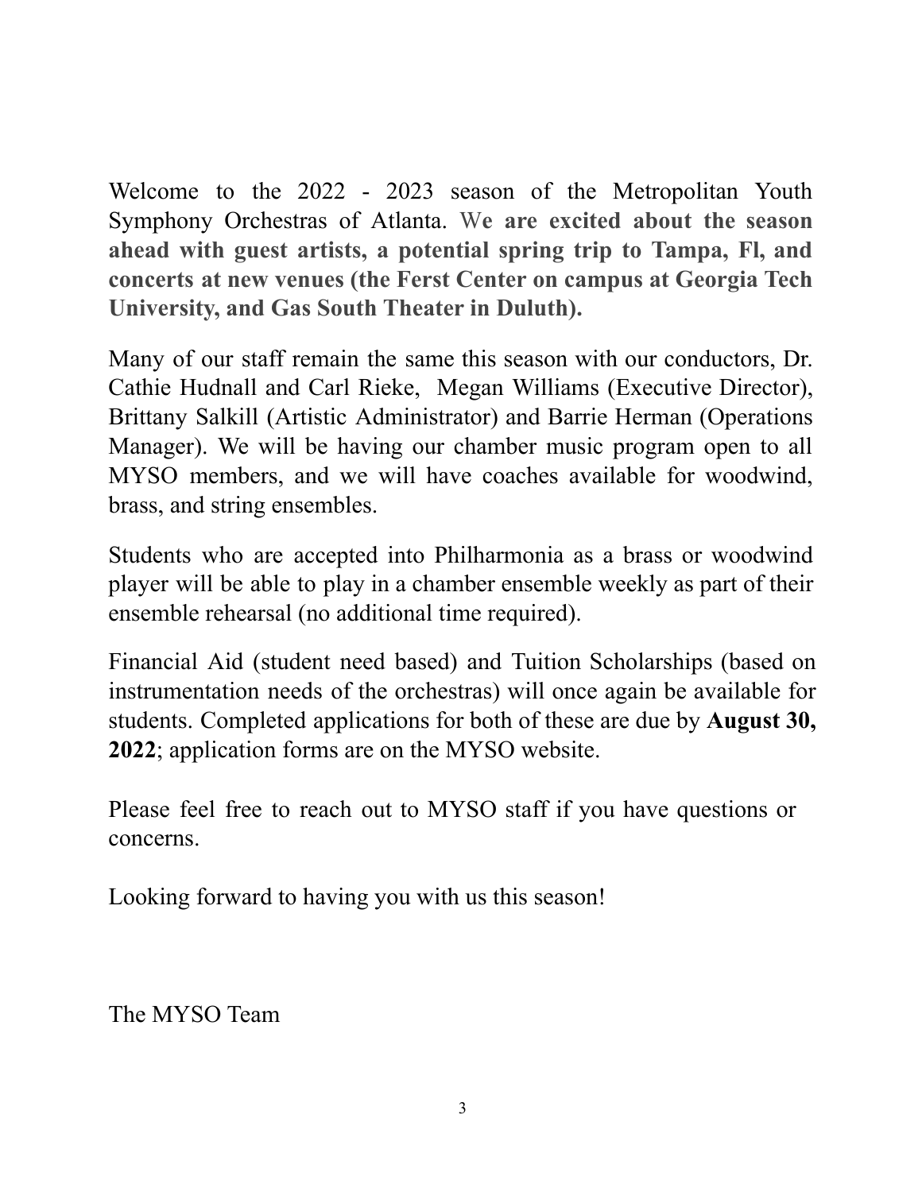Welcome to the 2022 - 2023 season of the Metropolitan Youth Symphony Orchestras of Atlanta. W**e are excited about the season ahead with guest artists, a potential spring trip to Tampa, Fl, and concerts at new venues (the Ferst Center on campus at Georgia Tech University, and Gas South Theater in Duluth).**

Many of our staff remain the same this season with our conductors, Dr. Cathie Hudnall and Carl Rieke, Megan Williams (Executive Director), Brittany Salkill (Artistic Administrator) and Barrie Herman (Operations Manager). We will be having our chamber music program open to all MYSO members, and we will have coaches available for woodwind, brass, and string ensembles.

Students who are accepted into Philharmonia as a brass or woodwind player will be able to play in a chamber ensemble weekly as part of their ensemble rehearsal (no additional time required).

Financial Aid (student need based) and Tuition Scholarships (based on instrumentation needs of the orchestras) will once again be available for students. Completed applications for both of these are due by **August 30, 2022**; application forms are on the MYSO website.

Please feel free to reach out to MYSO staff if you have questions or concerns.

Looking forward to having you with us this season!

The MYSO Team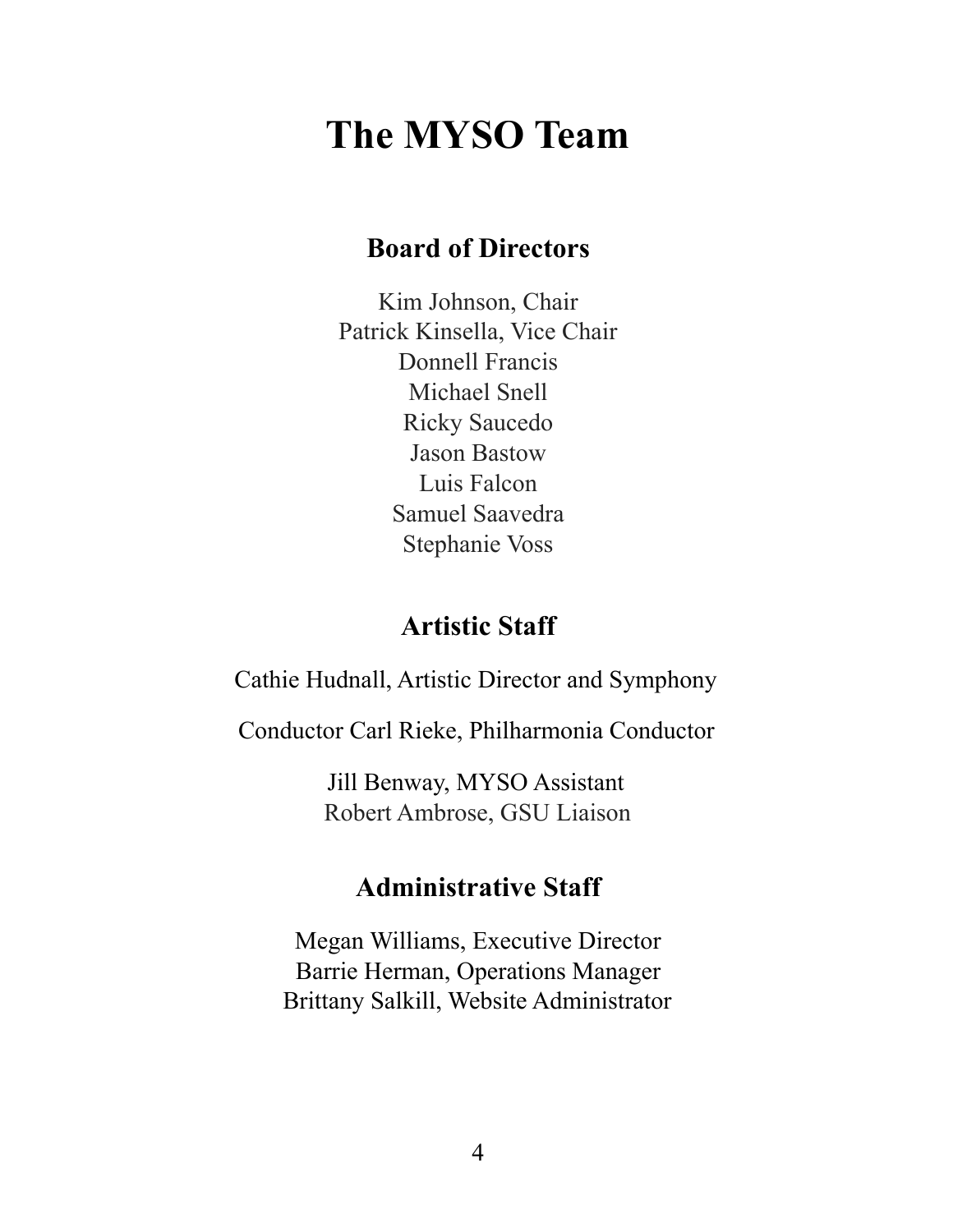# The MYSO Team

## Board of Directors

Kim Johnson, Chair
Patrick Kinsella, Vice Chair
Donnell Francis
Michael Snell
Ricky Saucedo
Jason Bastow
Luis Falcon
Samuel Saavedra
Stephanie Voss

## Artistic Staff

Cathie Hudnall, Artistic Director and Symphony

Conductor Carl Rieke, Philharmonia Conductor

Jill Benway, MYSO Assistant
Robert Ambrose, GSU Liaison

## Administrative Staff

Megan Williams, Executive Director
Barrie Herman, Operations Manager
Brittany Salkill, Website Administrator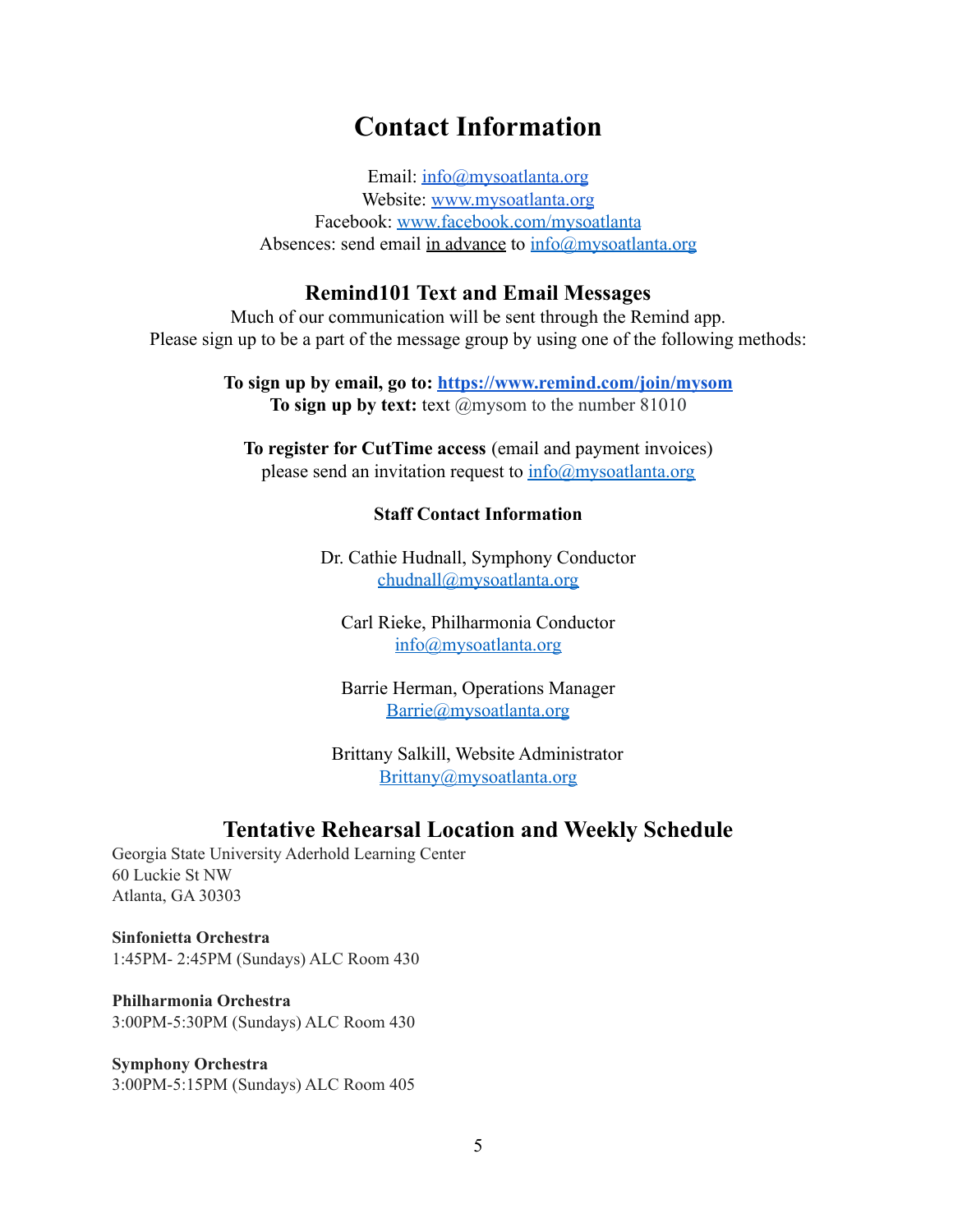# Contact Information

Email: info@mysoatlanta.org
Website: www.mysoatlanta.org
Facebook: www.facebook.com/mysoatlanta
Absences: send email in advance to info@mysoatlanta.org

## Remind101 Text and Email Messages

Much of our communication will be sent through the Remind app.
Please sign up to be a part of the message group by using one of the following methods:

**To sign up by email, go to: https://www.remind.com/join/mysom**
**To sign up by text:** text @mysom to the number 81010

**To register for CutTime access** (email and payment invoices) please send an invitation request to info@mysoatlanta.org

### Staff Contact Information

Dr. Cathie Hudnall, Symphony Conductor
chudnall@mysoatlanta.org

Carl Rieke, Philharmonia Conductor
info@mysoatlanta.org

Barrie Herman, Operations Manager
Barrie@mysoatlanta.org

Brittany Salkill, Website Administrator
Brittany@mysoatlanta.org

## Tentative Rehearsal Location and Weekly Schedule

Georgia State University Aderhold Learning Center
60 Luckie St NW
Atlanta, GA 30303

**Sinfonietta Orchestra**
1:45PM- 2:45PM (Sundays) ALC Room 430

**Philharmonia Orchestra**
3:00PM-5:30PM (Sundays) ALC Room 430

**Symphony Orchestra**
3:00PM-5:15PM (Sundays) ALC Room 405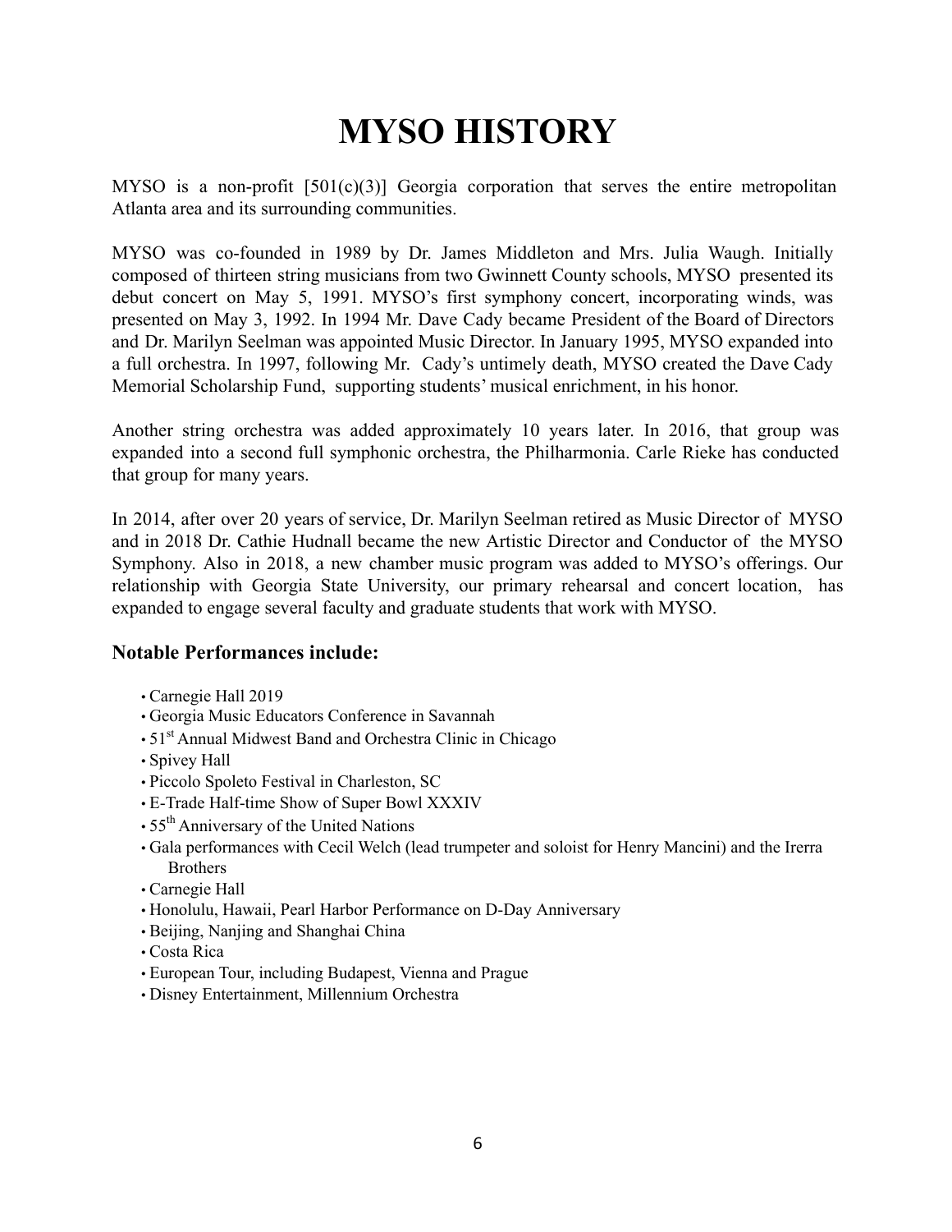# MYSO HISTORY

MYSO is a non-profit [501(c)(3)] Georgia corporation that serves the entire metropolitan Atlanta area and its surrounding communities.

MYSO was co-founded in 1989 by Dr. James Middleton and Mrs. Julia Waugh. Initially composed of thirteen string musicians from two Gwinnett County schools, MYSO presented its debut concert on May 5, 1991. MYSO's first symphony concert, incorporating winds, was presented on May 3, 1992. In 1994 Mr. Dave Cady became President of the Board of Directors and Dr. Marilyn Seelman was appointed Music Director. In January 1995, MYSO expanded into a full orchestra. In 1997, following Mr. Cady's untimely death, MYSO created the Dave Cady Memorial Scholarship Fund, supporting students' musical enrichment, in his honor.

Another string orchestra was added approximately 10 years later. In 2016, that group was expanded into a second full symphonic orchestra, the Philharmonia. Carle Rieke has conducted that group for many years.

In 2014, after over 20 years of service, Dr. Marilyn Seelman retired as Music Director of MYSO and in 2018 Dr. Cathie Hudnall became the new Artistic Director and Conductor of the MYSO Symphony. Also in 2018, a new chamber music program was added to MYSO's offerings. Our relationship with Georgia State University, our primary rehearsal and concert location, has expanded to engage several faculty and graduate students that work with MYSO.

### Notable Performances include:

- Carnegie Hall 2019
- Georgia Music Educators Conference in Savannah
- 51st Annual Midwest Band and Orchestra Clinic in Chicago
- Spivey Hall
- Piccolo Spoleto Festival in Charleston, SC
- E-Trade Half-time Show of Super Bowl XXXIV
- 55th Anniversary of the United Nations
- Gala performances with Cecil Welch (lead trumpeter and soloist for Henry Mancini) and the Irerra Brothers
- Carnegie Hall
- Honolulu, Hawaii, Pearl Harbor Performance on D-Day Anniversary
- Beijing, Nanjing and Shanghai China
- Costa Rica
- European Tour, including Budapest, Vienna and Prague
- Disney Entertainment, Millennium Orchestra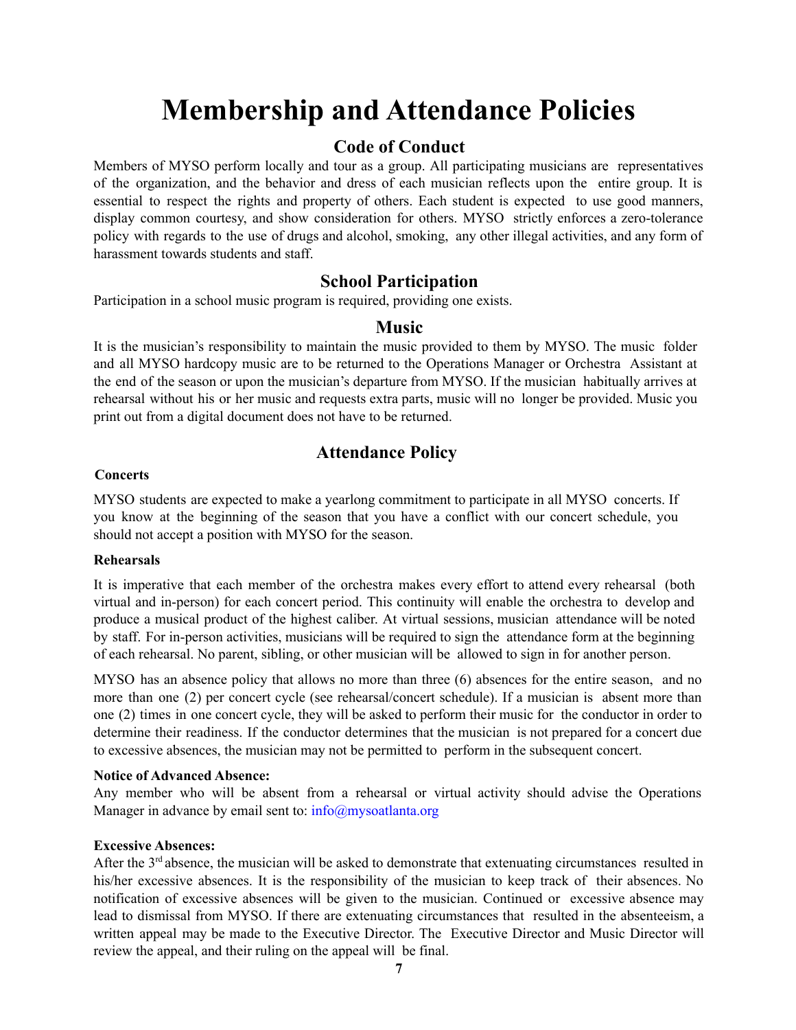# Membership and Attendance Policies

## Code of Conduct

Members of MYSO perform locally and tour as a group. All participating musicians are representatives of the organization, and the behavior and dress of each musician reflects upon the entire group. It is essential to respect the rights and property of others. Each student is expected to use good manners, display common courtesy, and show consideration for others. MYSO strictly enforces a zero-tolerance policy with regards to the use of drugs and alcohol, smoking, any other illegal activities, and any form of harassment towards students and staff.

## School Participation

Participation in a school music program is required, providing one exists.

## Music

It is the musician's responsibility to maintain the music provided to them by MYSO. The music folder and all MYSO hardcopy music are to be returned to the Operations Manager or Orchestra Assistant at the end of the season or upon the musician's departure from MYSO. If the musician habitually arrives at rehearsal without his or her music and requests extra parts, music will no longer be provided. Music you print out from a digital document does not have to be returned.

## Attendance Policy

**Concerts**

MYSO students are expected to make a yearlong commitment to participate in all MYSO concerts. If you know at the beginning of the season that you have a conflict with our concert schedule, you should not accept a position with MYSO for the season.

**Rehearsals**

It is imperative that each member of the orchestra makes every effort to attend every rehearsal (both virtual and in-person) for each concert period. This continuity will enable the orchestra to develop and produce a musical product of the highest caliber. At virtual sessions, musician attendance will be noted by staff. For in-person activities, musicians will be required to sign the attendance form at the beginning of each rehearsal. No parent, sibling, or other musician will be allowed to sign in for another person.

MYSO has an absence policy that allows no more than three (6) absences for the entire season, and no more than one (2) per concert cycle (see rehearsal/concert schedule). If a musician is absent more than one (2) times in one concert cycle, they will be asked to perform their music for the conductor in order to determine their readiness. If the conductor determines that the musician is not prepared for a concert due to excessive absences, the musician may not be permitted to perform in the subsequent concert.

**Notice of Advanced Absence:**
Any member who will be absent from a rehearsal or virtual activity should advise the Operations Manager in advance by email sent to: info@mysoatlanta.org

**Excessive Absences:**
After the 3rd absence, the musician will be asked to demonstrate that extenuating circumstances resulted in his/her excessive absences. It is the responsibility of the musician to keep track of their absences. No notification of excessive absences will be given to the musician. Continued or excessive absence may lead to dismissal from MYSO. If there are extenuating circumstances that resulted in the absenteeism, a written appeal may be made to the Executive Director. The Executive Director and Music Director will review the appeal, and their ruling on the appeal will be final.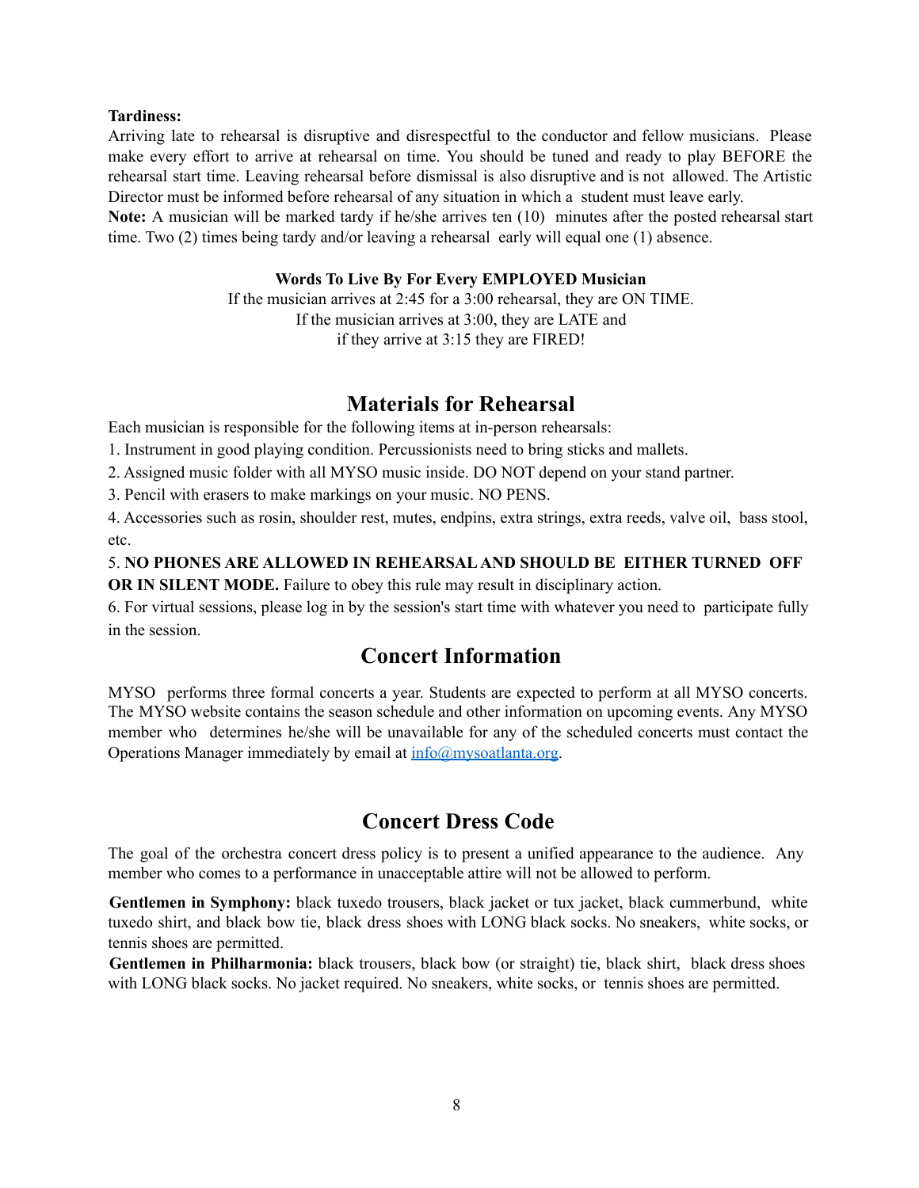**Tardiness:**
Arriving late to rehearsal is disruptive and disrespectful to the conductor and fellow musicians. Please make every effort to arrive at rehearsal on time. You should be tuned and ready to play BEFORE the rehearsal start time. Leaving rehearsal before dismissal is also disruptive and is not allowed. The Artistic Director must be informed before rehearsal of any situation in which a student must leave early.
**Note:** A musician will be marked tardy if he/she arrives ten (10) minutes after the posted rehearsal start time. Two (2) times being tardy and/or leaving a rehearsal early will equal one (1) absence.

**Words To Live By For Every EMPLOYED Musician**
If the musician arrives at 2:45 for a 3:00 rehearsal, they are ON TIME.
If the musician arrives at 3:00, they are LATE and
if they arrive at 3:15 they are FIRED!

## Materials for Rehearsal

Each musician is responsible for the following items at in-person rehearsals:

1. Instrument in good playing condition. Percussionists need to bring sticks and mallets.
2. Assigned music folder with all MYSO music inside. DO NOT depend on your stand partner.
3. Pencil with erasers to make markings on your music. NO PENS.
4. Accessories such as rosin, shoulder rest, mutes, endpins, extra strings, extra reeds, valve oil, bass stool, etc.
5. **NO PHONES ARE ALLOWED IN REHEARSAL AND SHOULD BE EITHER TURNED OFF OR IN SILENT MODE.** Failure to obey this rule may result in disciplinary action.
6. For virtual sessions, please log in by the session's start time with whatever you need to participate fully in the session.

## Concert Information

MYSO performs three formal concerts a year. Students are expected to perform at all MYSO concerts. The MYSO website contains the season schedule and other information on upcoming events. Any MYSO member who determines he/she will be unavailable for any of the scheduled concerts must contact the Operations Manager immediately by email at info@mysoatlanta.org.

## Concert Dress Code

The goal of the orchestra concert dress policy is to present a unified appearance to the audience. Any member who comes to a performance in unacceptable attire will not be allowed to perform.

**Gentlemen in Symphony:** black tuxedo trousers, black jacket or tux jacket, black cummerbund, white tuxedo shirt, and black bow tie, black dress shoes with LONG black socks. No sneakers, white socks, or tennis shoes are permitted.

**Gentlemen in Philharmonia:** black trousers, black bow (or straight) tie, black shirt, black dress shoes with LONG black socks. No jacket required. No sneakers, white socks, or tennis shoes are permitted.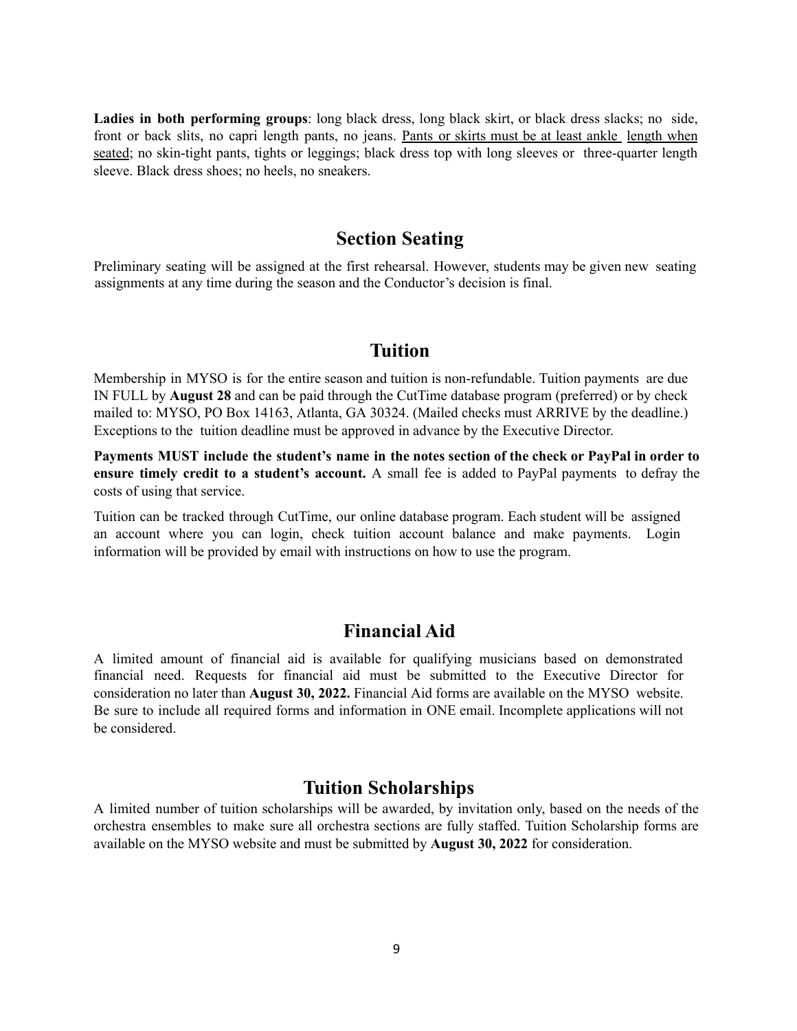**Ladies in both performing groups**: long black dress, long black skirt, or black dress slacks; no side, front or back slits, no capri length pants, no jeans. Pants or skirts must be at least ankle length when seated; no skin-tight pants, tights or leggings; black dress top with long sleeves or three-quarter length sleeve. Black dress shoes; no heels, no sneakers.

## Section Seating

Preliminary seating will be assigned at the first rehearsal. However, students may be given new seating assignments at any time during the season and the Conductor's decision is final.

## Tuition

Membership in MYSO is for the entire season and tuition is non-refundable. Tuition payments are due IN FULL by **August 28** and can be paid through the CutTime database program (preferred) or by check mailed to: MYSO, PO Box 14163, Atlanta, GA 30324. (Mailed checks must ARRIVE by the deadline.) Exceptions to the tuition deadline must be approved in advance by the Executive Director.

**Payments MUST include the student's name in the notes section of the check or PayPal in order to ensure timely credit to a student's account.** A small fee is added to PayPal payments to defray the costs of using that service.

Tuition can be tracked through CutTime, our online database program. Each student will be assigned an account where you can login, check tuition account balance and make payments. Login information will be provided by email with instructions on how to use the program.

## Financial Aid

A limited amount of financial aid is available for qualifying musicians based on demonstrated financial need. Requests for financial aid must be submitted to the Executive Director for consideration no later than **August 30, 2022.** Financial Aid forms are available on the MYSO website. Be sure to include all required forms and information in ONE email. Incomplete applications will not be considered.

## Tuition Scholarships

A limited number of tuition scholarships will be awarded, by invitation only, based on the needs of the orchestra ensembles to make sure all orchestra sections are fully staffed. Tuition Scholarship forms are available on the MYSO website and must be submitted by **August 30, 2022** for consideration.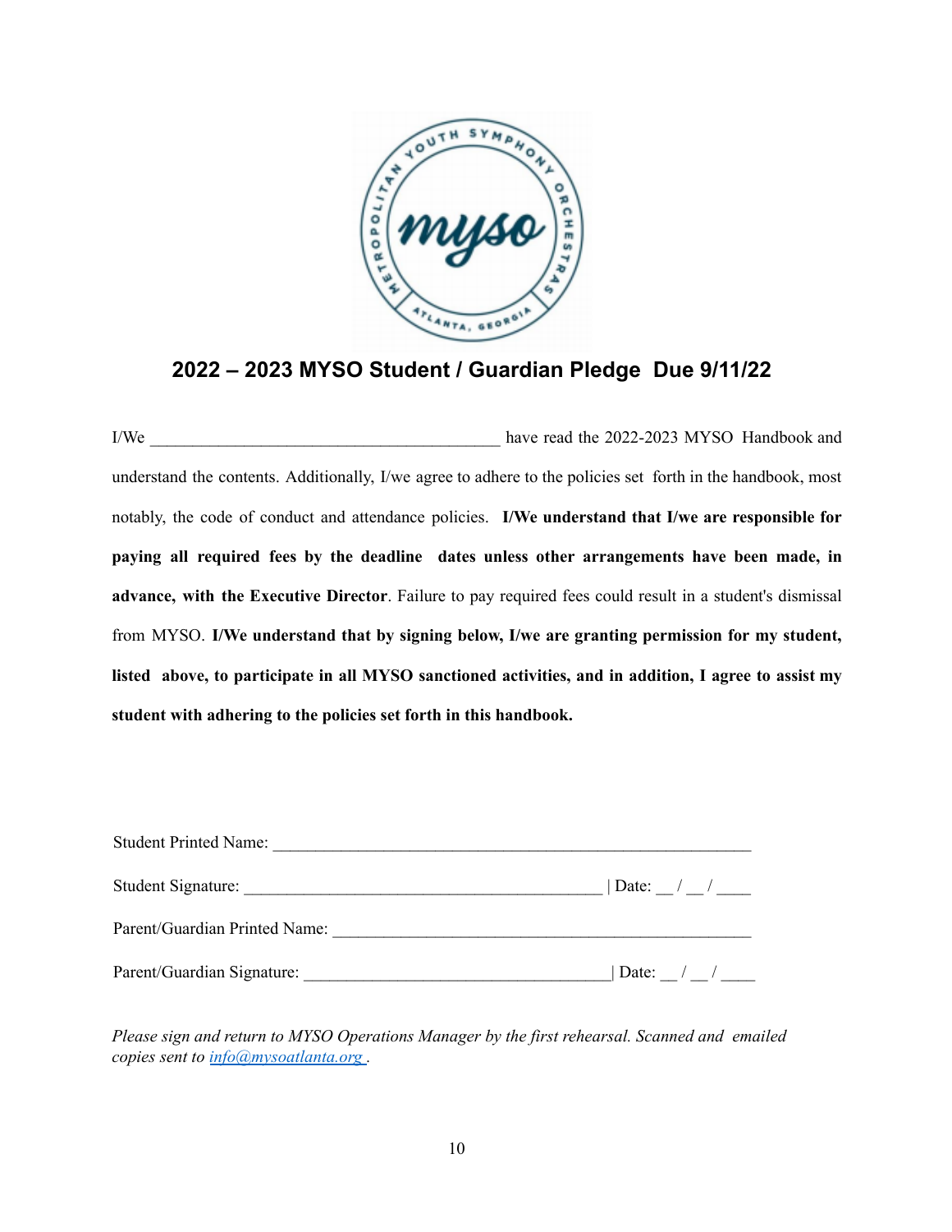## 2022 – 2023 MYSO Student / Guardian Pledge Due 9/11/22

I/We ________________________________________ have read the 2022-2023 MYSO Handbook and understand the contents. Additionally, I/we agree to adhere to the policies set forth in the handbook, most notably, the code of conduct and attendance policies. **I/We understand that I/we are responsible for paying all required fees by the deadline dates unless other arrangements have been made, in advance, with the Executive Director**. Failure to pay required fees could result in a student's dismissal from MYSO. **I/We understand that by signing below, I/we are granting permission for my student, listed above, to participate in all MYSO sanctioned activities, and in addition, I agree to assist my student with adhering to the policies set forth in this handbook.**

Student Printed Name: _______________________________________________________

Student Signature: ________________________________________ | Date: __ / __ / ____

Parent/Guardian Printed Name: ______________________________________________

Parent/Guardian Signature: __________________________________| Date: __ / __ / ____

*Please sign and return to MYSO Operations Manager by the first rehearsal. Scanned and emailed copies sent to [info@mysoatlanta.org](mailto:info@mysoatlanta.org) .*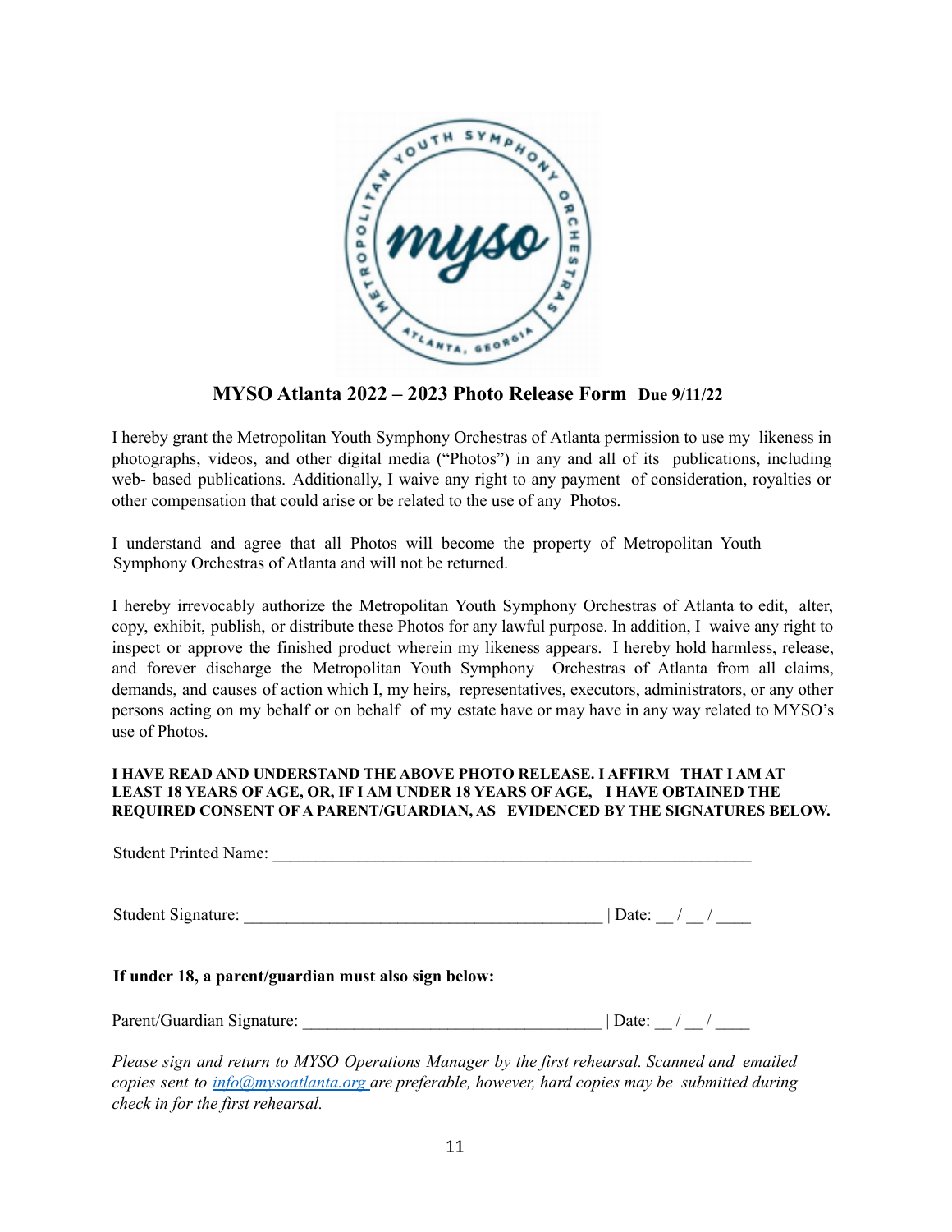# MYSO Atlanta 2022 – 2023 Photo Release Form **Due 9/11/22**

I hereby grant the Metropolitan Youth Symphony Orchestras of Atlanta permission to use my likeness in photographs, videos, and other digital media ("Photos") in any and all of its publications, including web- based publications. Additionally, I waive any right to any payment of consideration, royalties or other compensation that could arise or be related to the use of any Photos.

I understand and agree that all Photos will become the property of Metropolitan Youth Symphony Orchestras of Atlanta and will not be returned.

I hereby irrevocably authorize the Metropolitan Youth Symphony Orchestras of Atlanta to edit, alter, copy, exhibit, publish, or distribute these Photos for any lawful purpose. In addition, I waive any right to inspect or approve the finished product wherein my likeness appears. I hereby hold harmless, release, and forever discharge the Metropolitan Youth Symphony Orchestras of Atlanta from all claims, demands, and causes of action which I, my heirs, representatives, executors, administrators, or any other persons acting on my behalf or on behalf of my estate have or may have in any way related to MYSO's use of Photos.

**I HAVE READ AND UNDERSTAND THE ABOVE PHOTO RELEASE. I AFFIRM THAT I AM AT LEAST 18 YEARS OF AGE, OR, IF I AM UNDER 18 YEARS OF AGE, I HAVE OBTAINED THE REQUIRED CONSENT OF A PARENT/GUARDIAN, AS EVIDENCED BY THE SIGNATURES BELOW.**

Student Printed Name: ____________________________________________________________

Student Signature: _____________________________________________ | Date: __ / __ / ____

**If under 18, a parent/guardian must also sign below:**

Parent/Guardian Signature: _____________________________________ | Date: __ / __ / ____

*Please sign and return to MYSO Operations Manager by the first rehearsal. Scanned and emailed copies sent to info@mysoatlanta.org are preferable, however, hard copies may be submitted during check in for the first rehearsal.*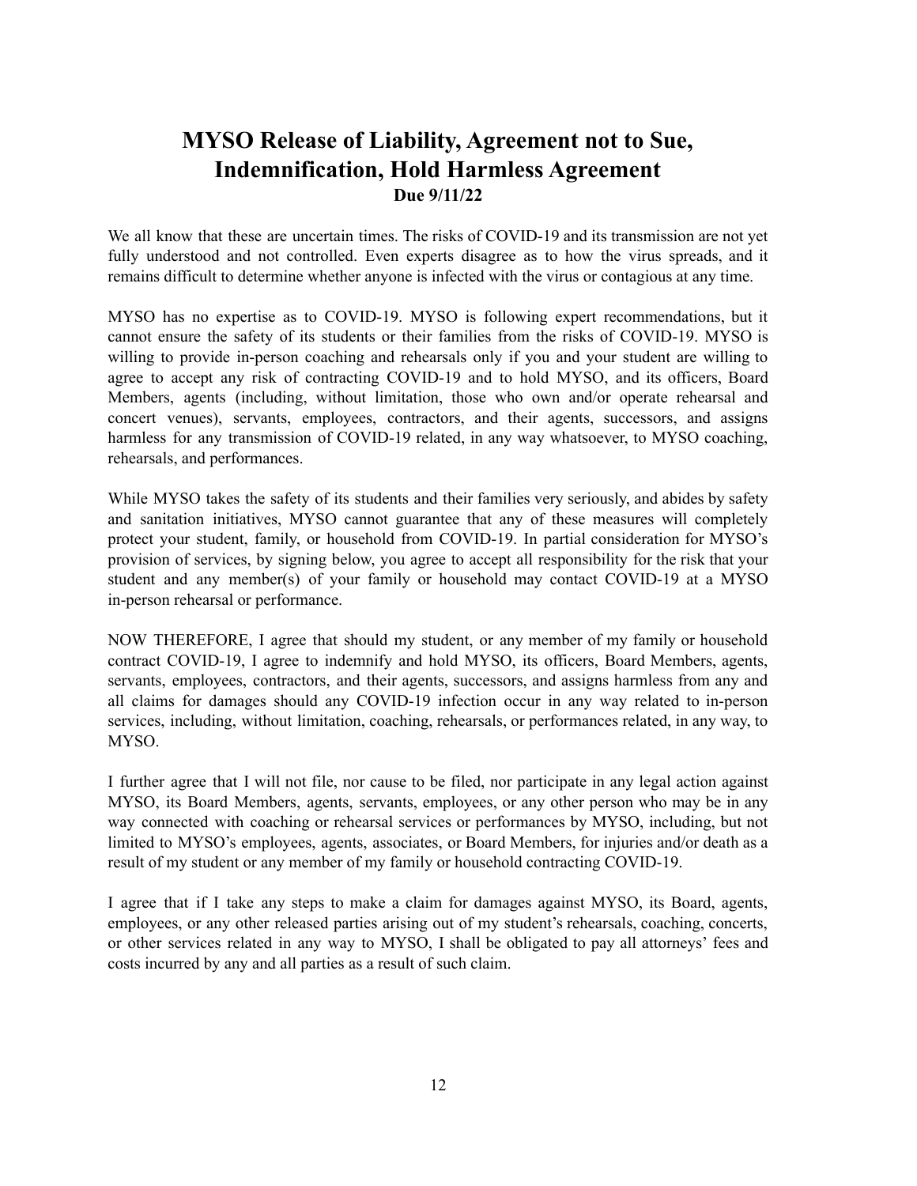# MYSO Release of Liability, Agreement not to Sue, Indemnification, Hold Harmless Agreement

**Due 9/11/22**

We all know that these are uncertain times. The risks of COVID-19 and its transmission are not yet fully understood and not controlled. Even experts disagree as to how the virus spreads, and it remains difficult to determine whether anyone is infected with the virus or contagious at any time.

MYSO has no expertise as to COVID-19. MYSO is following expert recommendations, but it cannot ensure the safety of its students or their families from the risks of COVID-19. MYSO is willing to provide in-person coaching and rehearsals only if you and your student are willing to agree to accept any risk of contracting COVID-19 and to hold MYSO, and its officers, Board Members, agents (including, without limitation, those who own and/or operate rehearsal and concert venues), servants, employees, contractors, and their agents, successors, and assigns harmless for any transmission of COVID-19 related, in any way whatsoever, to MYSO coaching, rehearsals, and performances.

While MYSO takes the safety of its students and their families very seriously, and abides by safety and sanitation initiatives, MYSO cannot guarantee that any of these measures will completely protect your student, family, or household from COVID-19. In partial consideration for MYSO's provision of services, by signing below, you agree to accept all responsibility for the risk that your student and any member(s) of your family or household may contact COVID-19 at a MYSO in-person rehearsal or performance.

NOW THEREFORE, I agree that should my student, or any member of my family or household contract COVID-19, I agree to indemnify and hold MYSO, its officers, Board Members, agents, servants, employees, contractors, and their agents, successors, and assigns harmless from any and all claims for damages should any COVID-19 infection occur in any way related to in-person services, including, without limitation, coaching, rehearsals, or performances related, in any way, to MYSO.

I further agree that I will not file, nor cause to be filed, nor participate in any legal action against MYSO, its Board Members, agents, servants, employees, or any other person who may be in any way connected with coaching or rehearsal services or performances by MYSO, including, but not limited to MYSO's employees, agents, associates, or Board Members, for injuries and/or death as a result of my student or any member of my family or household contracting COVID-19.

I agree that if I take any steps to make a claim for damages against MYSO, its Board, agents, employees, or any other released parties arising out of my student's rehearsals, coaching, concerts, or other services related in any way to MYSO, I shall be obligated to pay all attorneys' fees and costs incurred by any and all parties as a result of such claim.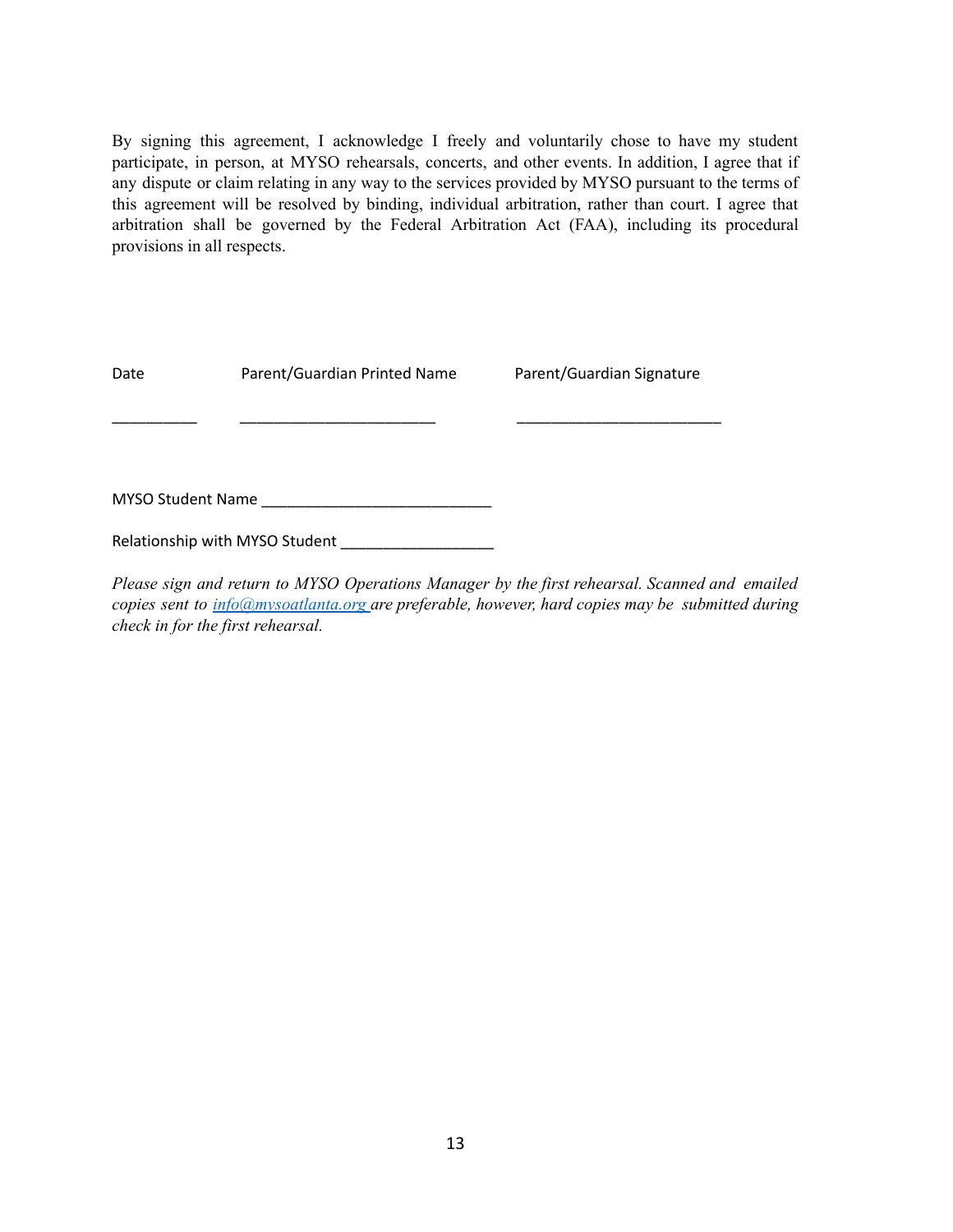By signing this agreement, I acknowledge I freely and voluntarily chose to have my student participate, in person, at MYSO rehearsals, concerts, and other events. In addition, I agree that if any dispute or claim relating in any way to the services provided by MYSO pursuant to the terms of this agreement will be resolved by binding, individual arbitration, rather than court. I agree that arbitration shall be governed by the Federal Arbitration Act (FAA), including its procedural provisions in all respects.

| Date | Parent/Guardian Printed Name | Parent/Guardian Signature |
|---|---|---|
| __________ | ________________________ | _________________________ |

MYSO Student Name ____________________________

Relationship with MYSO Student ___________________

*Please sign and return to MYSO Operations Manager by the first rehearsal. Scanned and emailed copies sent to [info@mysoatlanta.org](mailto:info@mysoatlanta.org) are preferable, however, hard copies may be submitted during check in for the first rehearsal.*